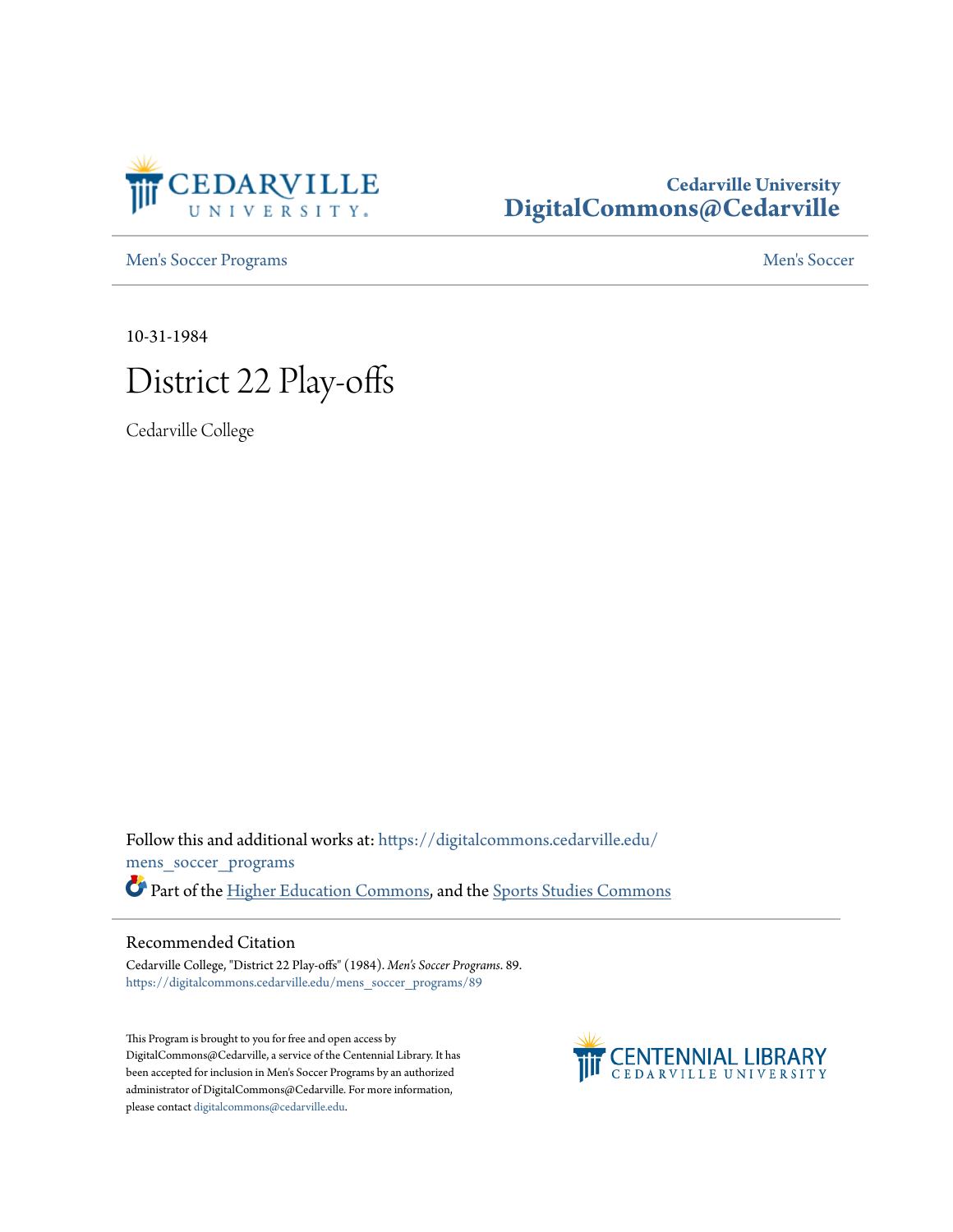Cedarville University
DigitalCommons@Cedarville

Men's Soccer Programs | Men's Soccer

10-31-1984

# District 22 Play-offs

Cedarville College

Follow this and additional works at: https://digitalcommons.cedarville.edu/mens_soccer_programs

Part of the Higher Education Commons, and the Sports Studies Commons

## Recommended Citation

Cedarville College, "District 22 Play-offs" (1984). *Men's Soccer Programs*. 89.
https://digitalcommons.cedarville.edu/mens_soccer_programs/89

This Program is brought to you for free and open access by DigitalCommons@Cedarville, a service of the Centennial Library. It has been accepted for inclusion in Men's Soccer Programs by an authorized administrator of DigitalCommons@Cedarville. For more information, please contact digitalcommons@cedarville.edu.

CENTENNIAL LIBRARY
CEDARVILLE UNIVERSITY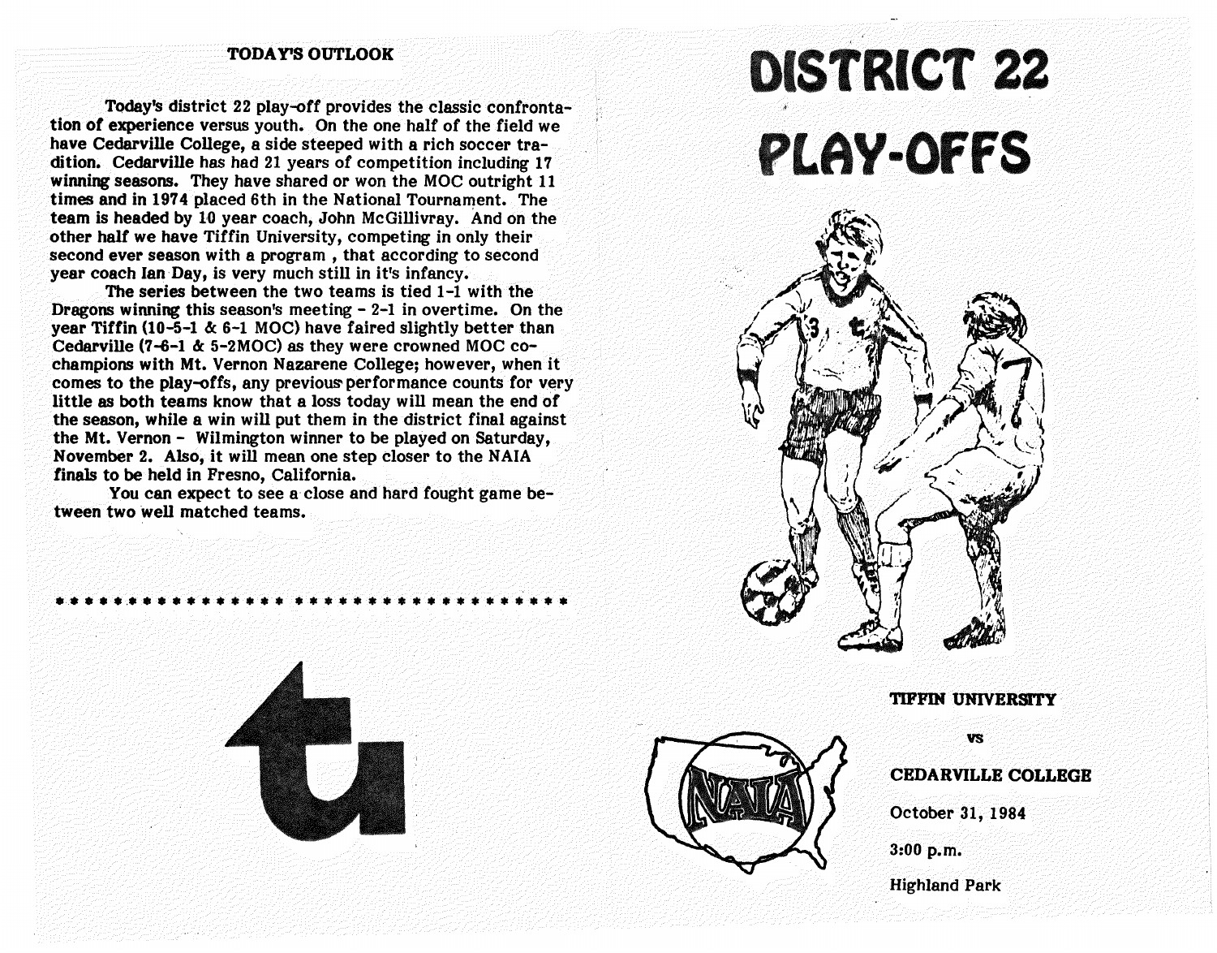## TODAY'S OUTLOOK

Today's district 22 play-off provides the classic confrontation of experience versus youth. On the one half of the field we have Cedarville College, a side steeped with a rich soccer tradition. Cedarville has had 21 years of competition including 17 winning seasons. They have shared or won the MOC outright 11 times and in 1974 placed 6th in the National Tournament. The team is headed by 10 year coach, John McGillivray. And on the other half we have Tiffin University, competing in only their second ever season with a program , that according to second year coach Ian Day, is very much still in it's infancy.

The series between the two teams is tied 1-1 with the Dragons winning this season's meeting - 2-1 in overtime. On the year Tiffin (10-5-1 & 6-1 MOC) have faired slightly better than Cedarville (7-6-1 & 5-2MOC) as they were crowned MOC co-champions with Mt. Vernon Nazarene College; however, when it comes to the play-offs, any previous performance counts for very little as both teams know that a loss today will mean the end of the season, while a win will put them in the district final against the Mt. Vernon - Wilmington winner to be played on Saturday, November 2. Also, it will mean one step closer to the NAIA finals to be held in Fresno, California.

You can expect to see a close and hard fought game between two well matched teams.

* * * * * * * * * * * * * * * * * * * * * * * * * * * * * * * * * * *

tu

# DISTRICT 22 PLAY-OFFS

NAIA

**TIFFIN UNIVERSITY**

**VS**

**CEDARVILLE COLLEGE**

October 31, 1984

3:00 p.m.

Highland Park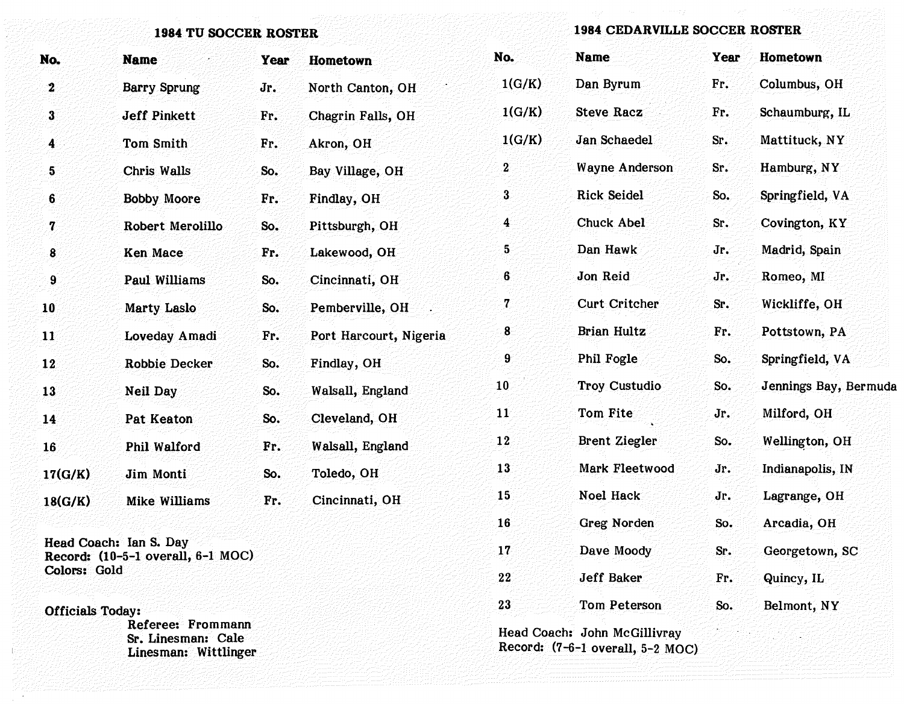## 1984 TU SOCCER ROSTER

| No. | Name | Year | Hometown |
|---|---|---|---|
| 2 | Barry Sprung | Jr. | North Canton, OH |
| 3 | Jeff Pinkett | Fr. | Chagrin Falls, OH |
| 4 | Tom Smith | Fr. | Akron, OH |
| 5 | Chris Walls | So. | Bay Village, OH |
| 6 | Bobby Moore | Fr. | Findlay, OH |
| 7 | Robert Merolillo | So. | Pittsburgh, OH |
| 8 | Ken Mace | Fr. | Lakewood, OH |
| 9 | Paul Williams | So. | Cincinnati, OH |
| 10 | Marty Laslo | So. | Pemberville, OH |
| 11 | Loveday Amadi | Fr. | Port Harcourt, Nigeria |
| 12 | Robbie Decker | So. | Findlay, OH |
| 13 | Neil Day | So. | Walsall, England |
| 14 | Pat Keaton | So. | Cleveland, OH |
| 16 | Phil Walford | Fr. | Walsall, England |
| 17(G/K) | Jim Monti | So. | Toledo, OH |
| 18(G/K) | Mike Williams | Fr. | Cincinnati, OH |

Head Coach: Ian S. Day
Record: (10-5-1 overall, 6-1 MOC)
Colors: Gold

Officials Today:
Referee: Frommann
Sr. Linesman: Cale
Linesman: Wittlinger

## 1984 CEDARVILLE SOCCER ROSTER

| No. | Name | Year | Hometown |
|---|---|---|---|
| 1(G/K) | Dan Byrum | Fr. | Columbus, OH |
| 1(G/K) | Steve Racz | Fr. | Schaumburg, IL |
| 1(G/K) | Jan Schaedel | Sr. | Mattituck, NY |
| 2 | Wayne Anderson | Sr. | Hamburg, NY |
| 3 | Rick Seidel | So. | Springfield, VA |
| 4 | Chuck Abel | Sr. | Covington, KY |
| 5 | Dan Hawk | Jr. | Madrid, Spain |
| 6 | Jon Reid | Jr. | Romeo, MI |
| 7 | Curt Critcher | Sr. | Wickliffe, OH |
| 8 | Brian Hultz | Fr. | Pottstown, PA |
| 9 | Phil Fogle | So. | Springfield, VA |
| 10 | Troy Custudio | So. | Jennings Bay, Bermuda |
| 11 | Tom Fite | Jr. | Milford, OH |
| 12 | Brent Ziegler | So. | Wellington, OH |
| 13 | Mark Fleetwood | Jr. | Indianapolis, IN |
| 15 | Noel Hack | Jr. | Lagrange, OH |
| 16 | Greg Norden | So. | Arcadia, OH |
| 17 | Dave Moody | Sr. | Georgetown, SC |
| 22 | Jeff Baker | Fr. | Quincy, IL |
| 23 | Tom Peterson | So. | Belmont, NY |

Head Coach: John McGillivray
Record: (7-6-1 overall, 5-2 MOC)